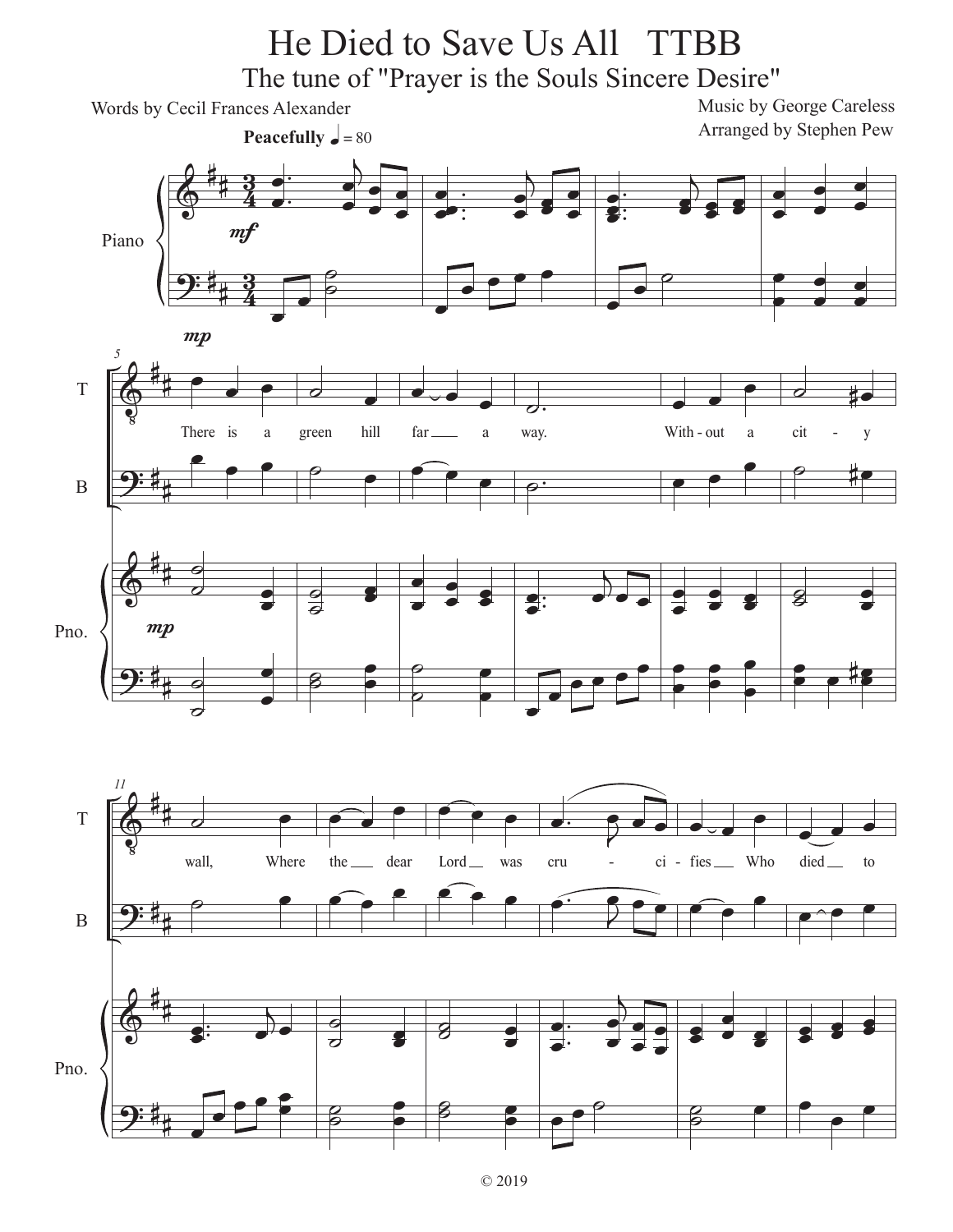# He Died to Save Us All TTBB

## The tune of "Prayer is the Souls Sincere Desire"

Words by Cecil Frances Alexander

Music by George Careless

Arranged by Stephen Pew

**Peacefully** ♩ = 80

There is a green hill far a way. With - out a cit - y wall, Where the dear Lord was cru - ci - fies Who died to

© 2019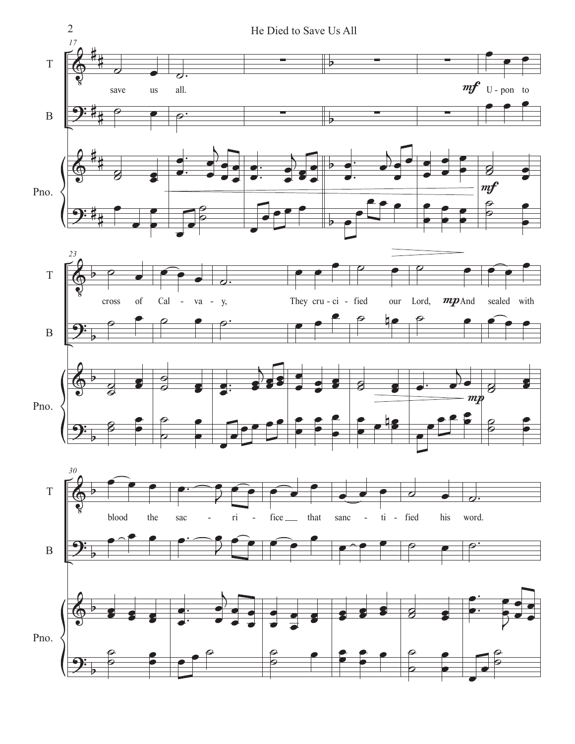T

B

save us all.

*mf* U - pon to

Pno.

*mf*

cross of Cal - va - y, They cru - ci - fied our Lord, *mp* And sealed with

*mp*

blood the sac - ri - fice ___ that sanc - ti - fied his word.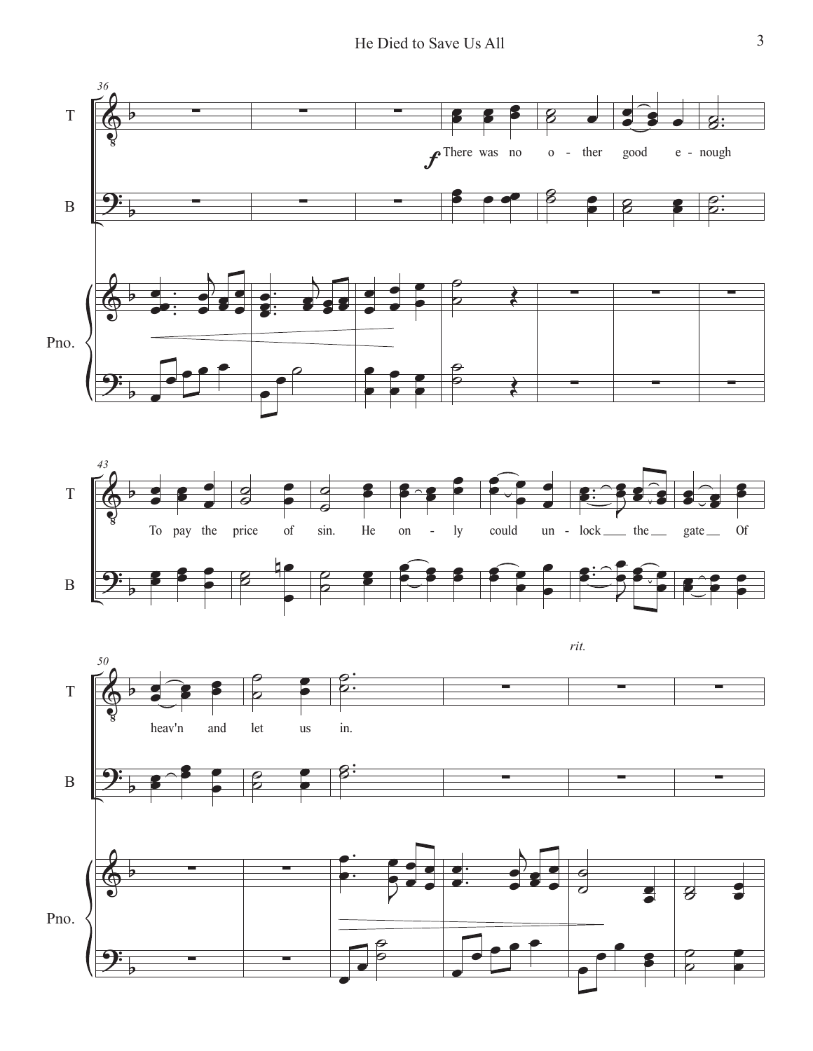T

B

Pno.

*f* There was no o - ther good e - nough

To pay the price of sin. He on - ly could un - lock the gate Of

heav'n and let us in.

*rit.*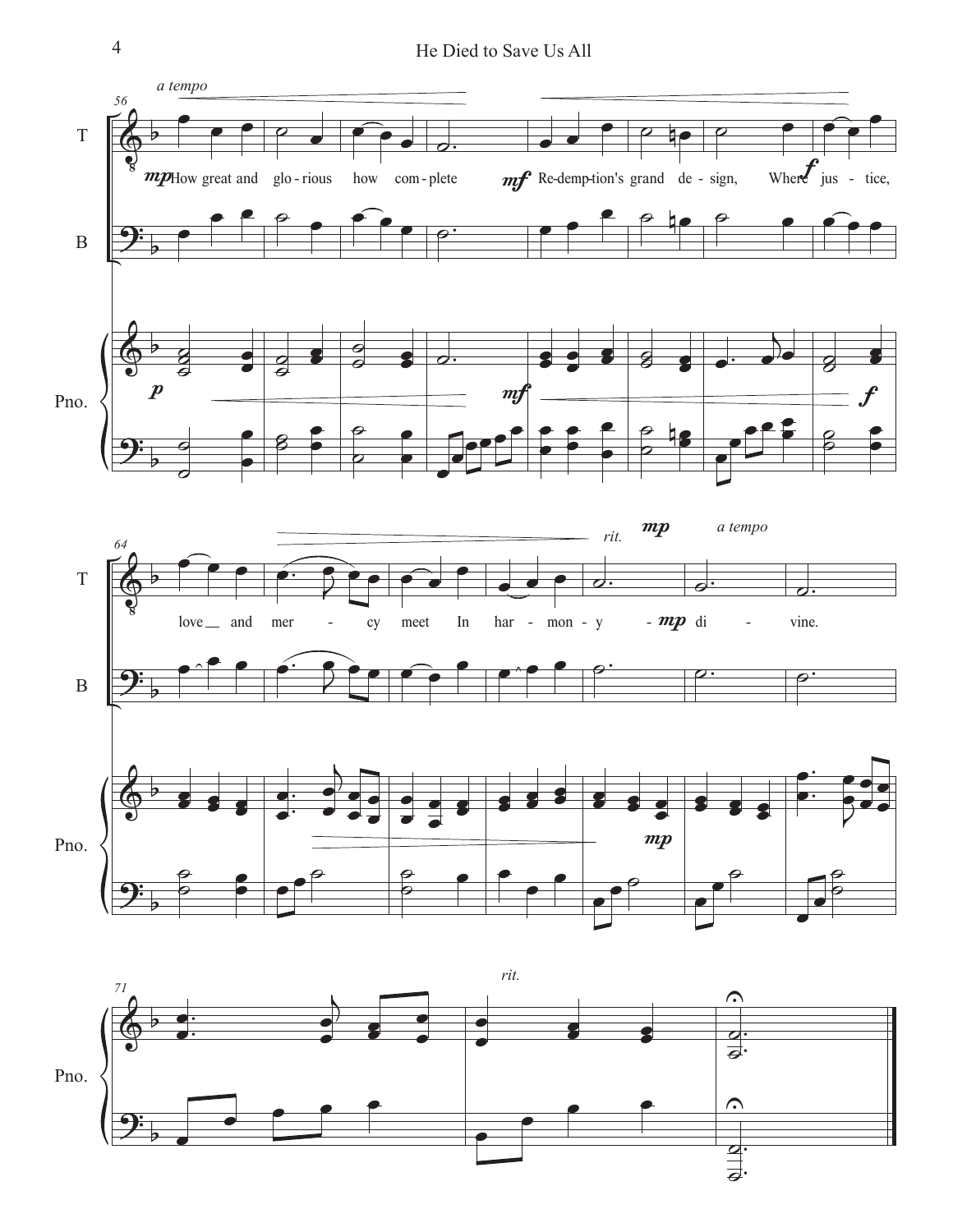How great and glorious how complete Redemption's grand design, Where justice, love and mercy meet In harmony divine.